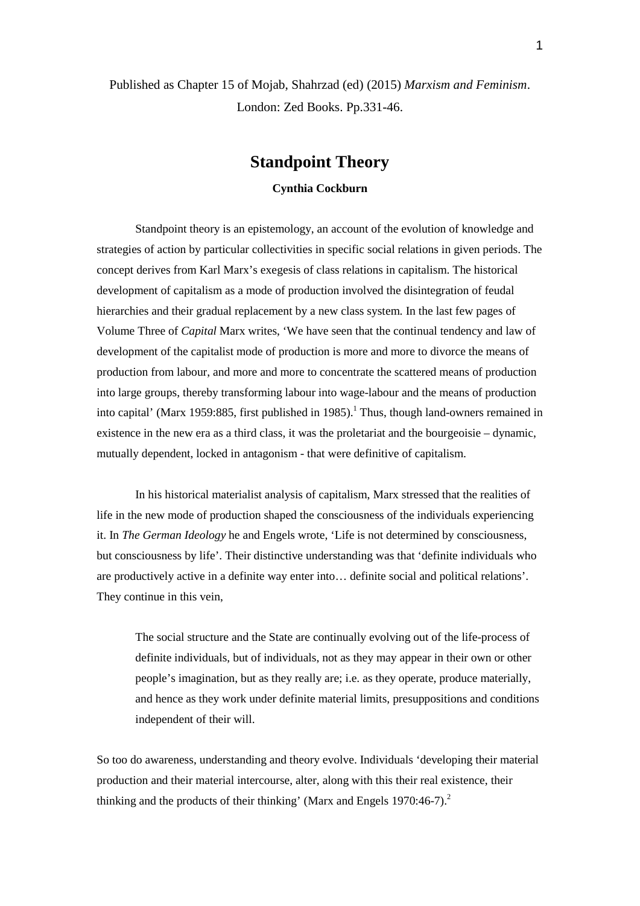Published as Chapter 15 of Mojab, Shahrzad (ed) (2015) *Marxism and Feminism*. London: Zed Books. Pp.331-46.

# Standpoint Theory

**Cynthia Cockburn**

Standpoint theory is an epistemology, an account of the evolution of knowledge and strategies of action by particular collectivities in specific social relations in given periods. The concept derives from Karl Marx's exegesis of class relations in capitalism. The historical development of capitalism as a mode of production involved the disintegration of feudal hierarchies and their gradual replacement by a new class system. In the last few pages of Volume Three of *Capital* Marx writes, 'We have seen that the continual tendency and law of development of the capitalist mode of production is more and more to divorce the means of production from labour, and more and more to concentrate the scattered means of production into large groups, thereby transforming labour into wage-labour and the means of production into capital' (Marx 1959:885, first published in 1985).[1] Thus, though land-owners remained in existence in the new era as a third class, it was the proletariat and the bourgeoisie – dynamic, mutually dependent, locked in antagonism - that were definitive of capitalism.

In his historical materialist analysis of capitalism, Marx stressed that the realities of life in the new mode of production shaped the consciousness of the individuals experiencing it. In *The German Ideology* he and Engels wrote, 'Life is not determined by consciousness, but consciousness by life'. Their distinctive understanding was that 'definite individuals who are productively active in a definite way enter into… definite social and political relations'. They continue in this vein,

> The social structure and the State are continually evolving out of the life-process of definite individuals, but of individuals, not as they may appear in their own or other people's imagination, but as they really are; i.e. as they operate, produce materially, and hence as they work under definite material limits, presuppositions and conditions independent of their will.

So too do awareness, understanding and theory evolve. Individuals 'developing their material production and their material intercourse, alter, along with this their real existence, their thinking and the products of their thinking' (Marx and Engels 1970:46-7).[2]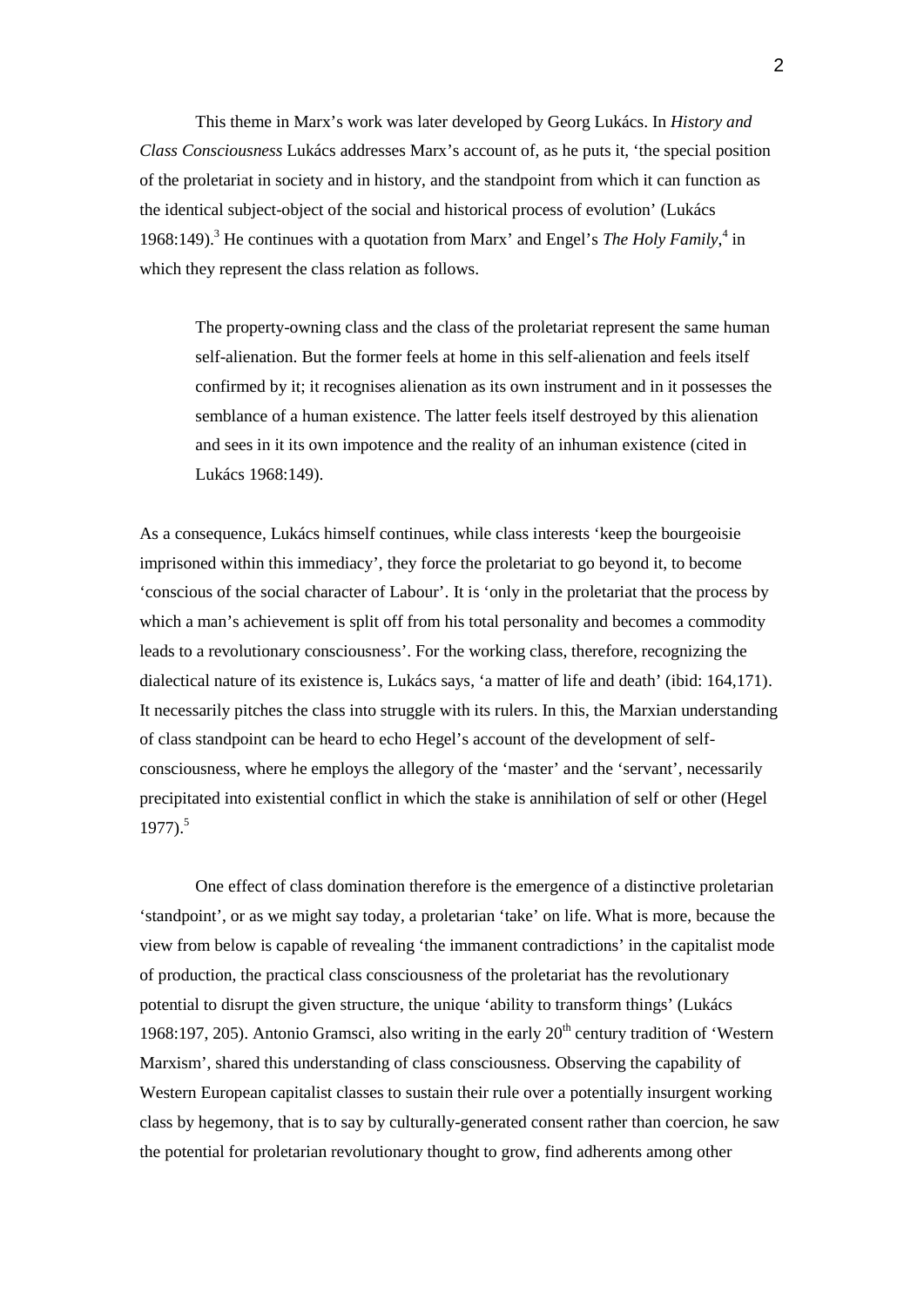This theme in Marx's work was later developed by Georg Lukács. In *History and Class Consciousness* Lukács addresses Marx's account of, as he puts it, 'the special position of the proletariat in society and in history, and the standpoint from which it can function as the identical subject-object of the social and historical process of evolution' (Lukács 1968:149).[3] He continues with a quotation from Marx' and Engel's *The Holy Family*,[4] in which they represent the class relation as follows.

> The property-owning class and the class of the proletariat represent the same human self-alienation. But the former feels at home in this self-alienation and feels itself confirmed by it; it recognises alienation as its own instrument and in it possesses the semblance of a human existence. The latter feels itself destroyed by this alienation and sees in it its own impotence and the reality of an inhuman existence (cited in Lukács 1968:149).

As a consequence, Lukács himself continues, while class interests 'keep the bourgeoisie imprisoned within this immediacy', they force the proletariat to go beyond it, to become 'conscious of the social character of Labour'. It is 'only in the proletariat that the process by which a man's achievement is split off from his total personality and becomes a commodity leads to a revolutionary consciousness'. For the working class, therefore, recognizing the dialectical nature of its existence is, Lukács says, 'a matter of life and death' (ibid: 164,171). It necessarily pitches the class into struggle with its rulers. In this, the Marxian understanding of class standpoint can be heard to echo Hegel's account of the development of self-consciousness, where he employs the allegory of the 'master' and the 'servant', necessarily precipitated into existential conflict in which the stake is annihilation of self or other (Hegel 1977).[5]

One effect of class domination therefore is the emergence of a distinctive proletarian 'standpoint', or as we might say today, a proletarian 'take' on life. What is more, because the view from below is capable of revealing 'the immanent contradictions' in the capitalist mode of production, the practical class consciousness of the proletariat has the revolutionary potential to disrupt the given structure, the unique 'ability to transform things' (Lukács 1968:197, 205). Antonio Gramsci, also writing in the early 20th century tradition of 'Western Marxism', shared this understanding of class consciousness. Observing the capability of Western European capitalist classes to sustain their rule over a potentially insurgent working class by hegemony, that is to say by culturally-generated consent rather than coercion, he saw the potential for proletarian revolutionary thought to grow, find adherents among other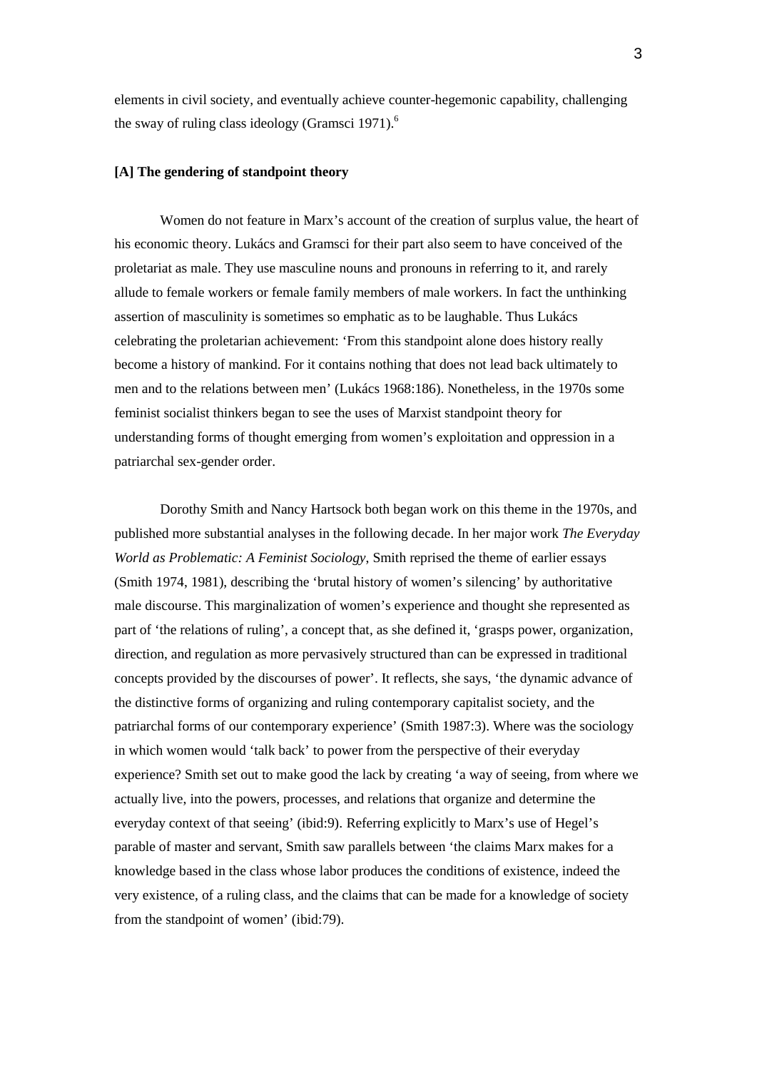elements in civil society, and eventually achieve counter-hegemonic capability, challenging the sway of ruling class ideology (Gramsci 1971).[6]

## [A] The gendering of standpoint theory

Women do not feature in Marx's account of the creation of surplus value, the heart of his economic theory. Lukács and Gramsci for their part also seem to have conceived of the proletariat as male. They use masculine nouns and pronouns in referring to it, and rarely allude to female workers or female family members of male workers. In fact the unthinking assertion of masculinity is sometimes so emphatic as to be laughable. Thus Lukács celebrating the proletarian achievement: 'From this standpoint alone does history really become a history of mankind. For it contains nothing that does not lead back ultimately to men and to the relations between men' (Lukács 1968:186). Nonetheless, in the 1970s some feminist socialist thinkers began to see the uses of Marxist standpoint theory for understanding forms of thought emerging from women's exploitation and oppression in a patriarchal sex-gender order.

Dorothy Smith and Nancy Hartsock both began work on this theme in the 1970s, and published more substantial analyses in the following decade. In her major work *The Everyday World as Problematic: A Feminist Sociology*, Smith reprised the theme of earlier essays (Smith 1974, 1981), describing the 'brutal history of women's silencing' by authoritative male discourse. This marginalization of women's experience and thought she represented as part of 'the relations of ruling', a concept that, as she defined it, 'grasps power, organization, direction, and regulation as more pervasively structured than can be expressed in traditional concepts provided by the discourses of power'. It reflects, she says, 'the dynamic advance of the distinctive forms of organizing and ruling contemporary capitalist society, and the patriarchal forms of our contemporary experience' (Smith 1987:3). Where was the sociology in which women would 'talk back' to power from the perspective of their everyday experience? Smith set out to make good the lack by creating 'a way of seeing, from where we actually live, into the powers, processes, and relations that organize and determine the everyday context of that seeing' (ibid:9). Referring explicitly to Marx's use of Hegel's parable of master and servant, Smith saw parallels between 'the claims Marx makes for a knowledge based in the class whose labor produces the conditions of existence, indeed the very existence, of a ruling class, and the claims that can be made for a knowledge of society from the standpoint of women' (ibid:79).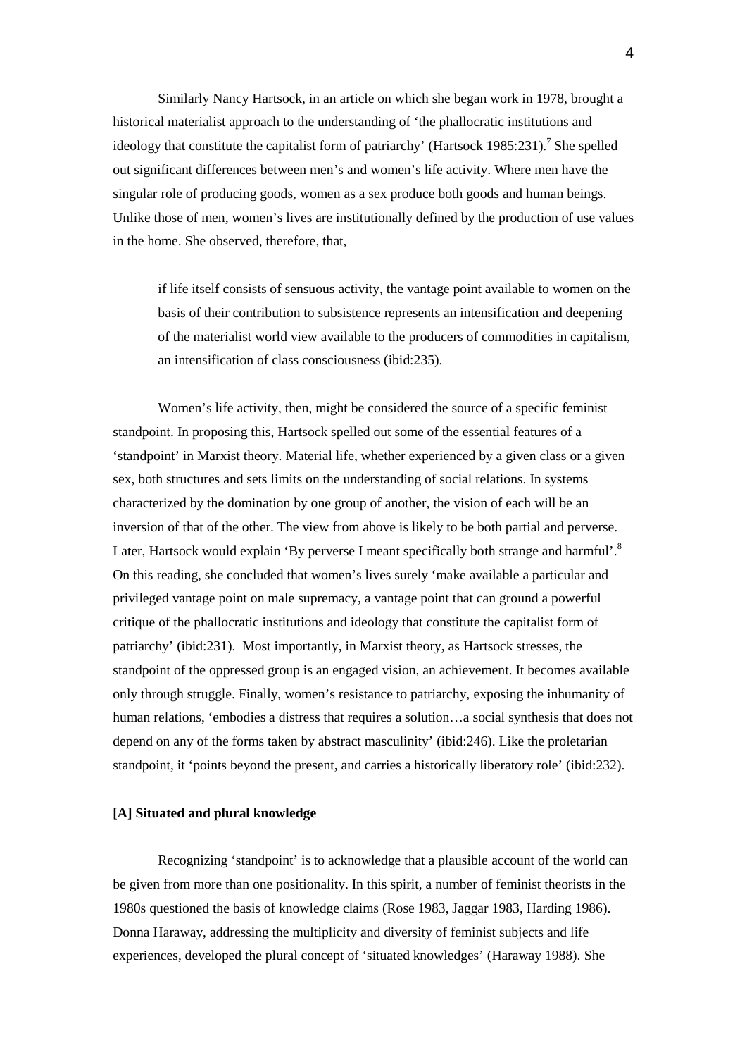Similarly Nancy Hartsock, in an article on which she began work in 1978, brought a historical materialist approach to the understanding of 'the phallocratic institutions and ideology that constitute the capitalist form of patriarchy' (Hartsock 1985:231).[7] She spelled out significant differences between men's and women's life activity. Where men have the singular role of producing goods, women as a sex produce both goods and human beings. Unlike those of men, women's lives are institutionally defined by the production of use values in the home. She observed, therefore, that,

> if life itself consists of sensuous activity, the vantage point available to women on the basis of their contribution to subsistence represents an intensification and deepening of the materialist world view available to the producers of commodities in capitalism, an intensification of class consciousness (ibid:235).

Women's life activity, then, might be considered the source of a specific feminist standpoint. In proposing this, Hartsock spelled out some of the essential features of a 'standpoint' in Marxist theory. Material life, whether experienced by a given class or a given sex, both structures and sets limits on the understanding of social relations. In systems characterized by the domination by one group of another, the vision of each will be an inversion of that of the other. The view from above is likely to be both partial and perverse. Later, Hartsock would explain 'By perverse I meant specifically both strange and harmful'.[8] On this reading, she concluded that women's lives surely 'make available a particular and privileged vantage point on male supremacy, a vantage point that can ground a powerful critique of the phallocratic institutions and ideology that constitute the capitalist form of patriarchy' (ibid:231). Most importantly, in Marxist theory, as Hartsock stresses, the standpoint of the oppressed group is an engaged vision, an achievement. It becomes available only through struggle. Finally, women's resistance to patriarchy, exposing the inhumanity of human relations, 'embodies a distress that requires a solution…a social synthesis that does not depend on any of the forms taken by abstract masculinity' (ibid:246). Like the proletarian standpoint, it 'points beyond the present, and carries a historically liberatory role' (ibid:232).

**[A] Situated and plural knowledge**

Recognizing 'standpoint' is to acknowledge that a plausible account of the world can be given from more than one positionality. In this spirit, a number of feminist theorists in the 1980s questioned the basis of knowledge claims (Rose 1983, Jaggar 1983, Harding 1986). Donna Haraway, addressing the multiplicity and diversity of feminist subjects and life experiences, developed the plural concept of 'situated knowledges' (Haraway 1988). She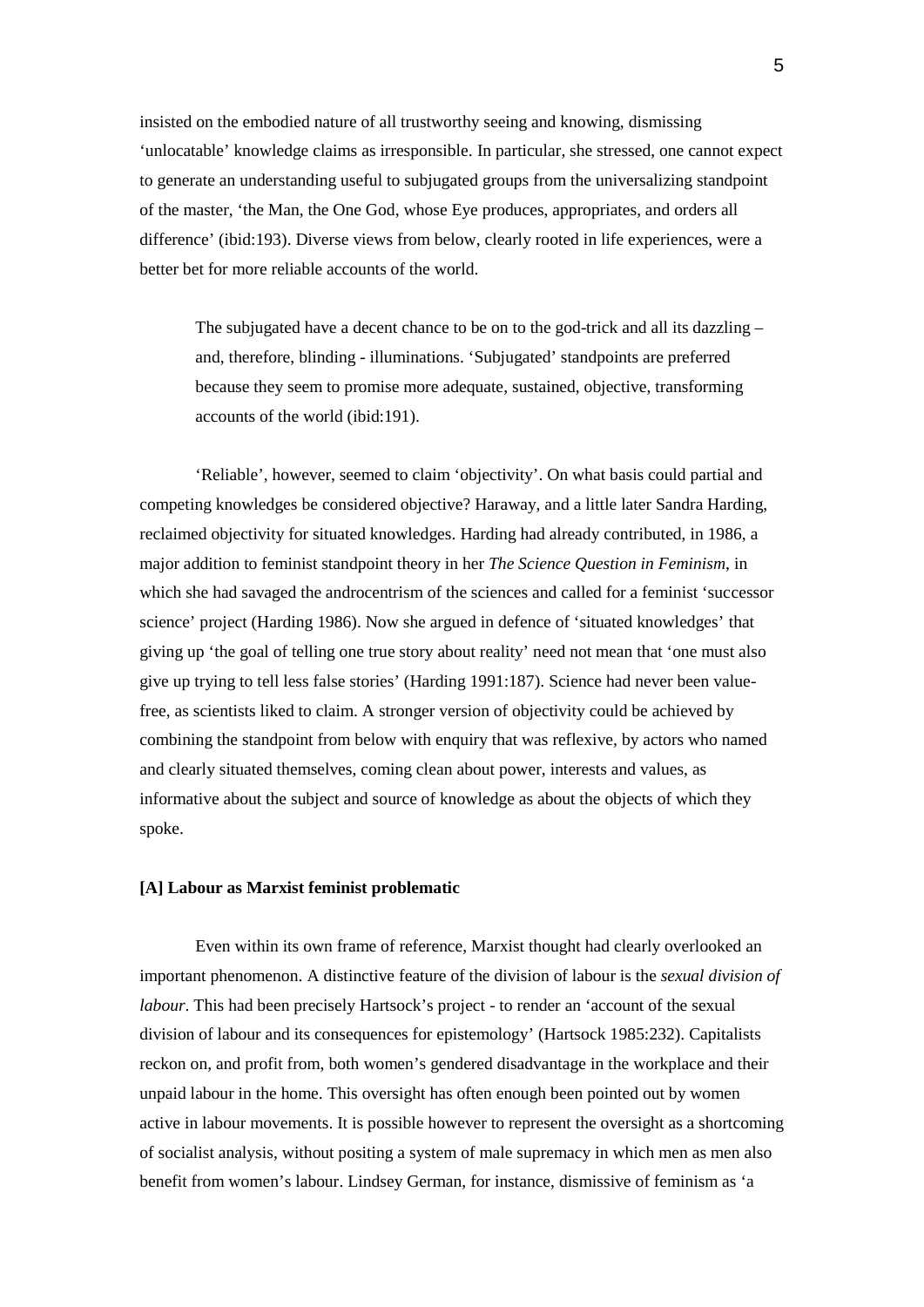insisted on the embodied nature of all trustworthy seeing and knowing, dismissing ‘unlocatable’ knowledge claims as irresponsible. In particular, she stressed, one cannot expect to generate an understanding useful to subjugated groups from the universalizing standpoint of the master, ‘the Man, the One God, whose Eye produces, appropriates, and orders all difference’ (ibid:193). Diverse views from below, clearly rooted in life experiences, were a better bet for more reliable accounts of the world.

> The subjugated have a decent chance to be on to the god-trick and all its dazzling – and, therefore, blinding - illuminations. ‘Subjugated’ standpoints are preferred because they seem to promise more adequate, sustained, objective, transforming accounts of the world (ibid:191).

‘Reliable’, however, seemed to claim ‘objectivity’. On what basis could partial and competing knowledges be considered objective? Haraway, and a little later Sandra Harding, reclaimed objectivity for situated knowledges. Harding had already contributed, in 1986, a major addition to feminist standpoint theory in her *The Science Question in Feminism*, in which she had savaged the androcentrism of the sciences and called for a feminist ‘successor science’ project (Harding 1986). Now she argued in defence of ‘situated knowledges’ that giving up ‘the goal of telling one true story about reality’ need not mean that ‘one must also give up trying to tell less false stories’ (Harding 1991:187). Science had never been value-free, as scientists liked to claim. A stronger version of objectivity could be achieved by combining the standpoint from below with enquiry that was reflexive, by actors who named and clearly situated themselves, coming clean about power, interests and values, as informative about the subject and source of knowledge as about the objects of which they spoke.

**[A] Labour as Marxist feminist problematic**

Even within its own frame of reference, Marxist thought had clearly overlooked an important phenomenon. A distinctive feature of the division of labour is the *sexual division of labour*. This had been precisely Hartsock’s project - to render an ‘account of the sexual division of labour and its consequences for epistemology’ (Hartsock 1985:232). Capitalists reckon on, and profit from, both women’s gendered disadvantage in the workplace and their unpaid labour in the home. This oversight has often enough been pointed out by women active in labour movements. It is possible however to represent the oversight as a shortcoming of socialist analysis, without positing a system of male supremacy in which men as men also benefit from women’s labour. Lindsey German, for instance, dismissive of feminism as ‘a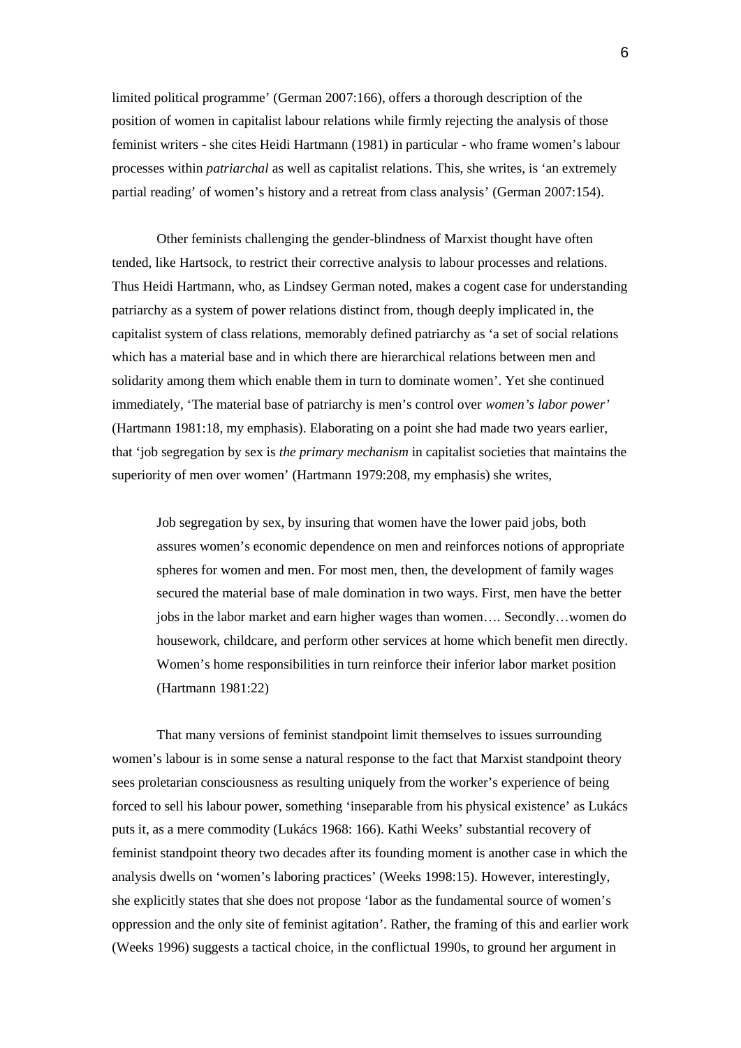limited political programme' (German 2007:166), offers a thorough description of the position of women in capitalist labour relations while firmly rejecting the analysis of those feminist writers - she cites Heidi Hartmann (1981) in particular - who frame women's labour processes within *patriarchal* as well as capitalist relations. This, she writes, is 'an extremely partial reading' of women's history and a retreat from class analysis' (German 2007:154).

Other feminists challenging the gender-blindness of Marxist thought have often tended, like Hartsock, to restrict their corrective analysis to labour processes and relations. Thus Heidi Hartmann, who, as Lindsey German noted, makes a cogent case for understanding patriarchy as a system of power relations distinct from, though deeply implicated in, the capitalist system of class relations, memorably defined patriarchy as 'a set of social relations which has a material base and in which there are hierarchical relations between men and solidarity among them which enable them in turn to dominate women'. Yet she continued immediately, 'The material base of patriarchy is men's control over *women's labor power'* (Hartmann 1981:18, my emphasis). Elaborating on a point she had made two years earlier, that 'job segregation by sex is *the primary mechanism* in capitalist societies that maintains the superiority of men over women' (Hartmann 1979:208, my emphasis) she writes,

> Job segregation by sex, by insuring that women have the lower paid jobs, both assures women's economic dependence on men and reinforces notions of appropriate spheres for women and men. For most men, then, the development of family wages secured the material base of male domination in two ways. First, men have the better jobs in the labor market and earn higher wages than women…. Secondly…women do housework, childcare, and perform other services at home which benefit men directly. Women's home responsibilities in turn reinforce their inferior labor market position (Hartmann 1981:22)

That many versions of feminist standpoint limit themselves to issues surrounding women's labour is in some sense a natural response to the fact that Marxist standpoint theory sees proletarian consciousness as resulting uniquely from the worker's experience of being forced to sell his labour power, something 'inseparable from his physical existence' as Lukács puts it, as a mere commodity (Lukács 1968: 166). Kathi Weeks' substantial recovery of feminist standpoint theory two decades after its founding moment is another case in which the analysis dwells on 'women's laboring practices' (Weeks 1998:15). However, interestingly, she explicitly states that she does not propose 'labor as the fundamental source of women's oppression and the only site of feminist agitation'. Rather, the framing of this and earlier work (Weeks 1996) suggests a tactical choice, in the conflictual 1990s, to ground her argument in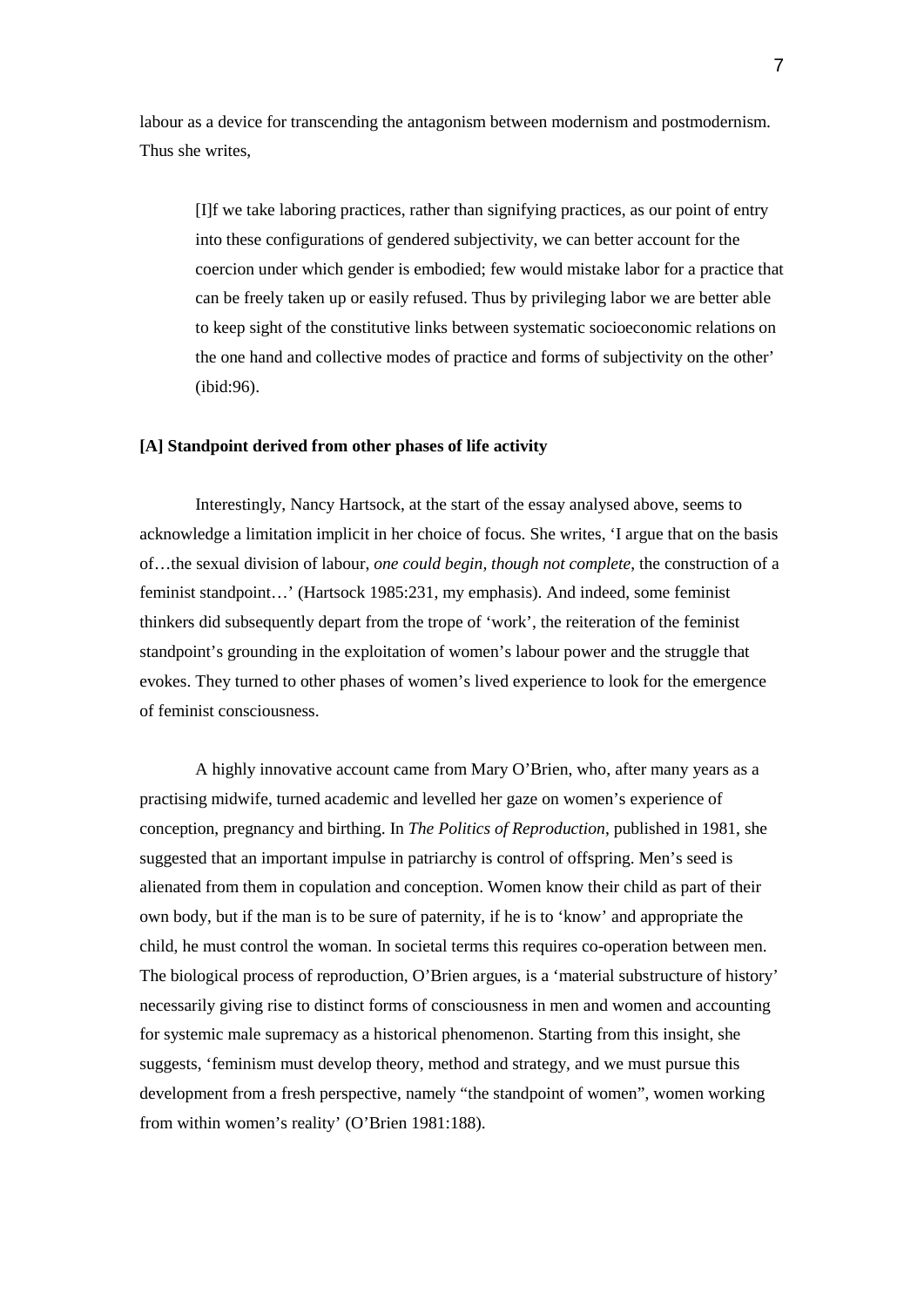labour as a device for transcending the antagonism between modernism and postmodernism. Thus she writes,

> [I]f we take laboring practices, rather than signifying practices, as our point of entry into these configurations of gendered subjectivity, we can better account for the coercion under which gender is embodied; few would mistake labor for a practice that can be freely taken up or easily refused. Thus by privileging labor we are better able to keep sight of the constitutive links between systematic socioeconomic relations on the one hand and collective modes of practice and forms of subjectivity on the other' (ibid:96).

**[A] Standpoint derived from other phases of life activity**

Interestingly, Nancy Hartsock, at the start of the essay analysed above, seems to acknowledge a limitation implicit in her choice of focus. She writes, 'I argue that on the basis of…the sexual division of labour, *one could begin, though not complete*, the construction of a feminist standpoint…' (Hartsock 1985:231, my emphasis). And indeed, some feminist thinkers did subsequently depart from the trope of 'work', the reiteration of the feminist standpoint's grounding in the exploitation of women's labour power and the struggle that evokes. They turned to other phases of women's lived experience to look for the emergence of feminist consciousness.

A highly innovative account came from Mary O'Brien, who, after many years as a practising midwife, turned academic and levelled her gaze on women's experience of conception, pregnancy and birthing. In *The Politics of Reproduction*, published in 1981, she suggested that an important impulse in patriarchy is control of offspring. Men's seed is alienated from them in copulation and conception. Women know their child as part of their own body, but if the man is to be sure of paternity, if he is to 'know' and appropriate the child, he must control the woman. In societal terms this requires co-operation between men. The biological process of reproduction, O'Brien argues, is a 'material substructure of history' necessarily giving rise to distinct forms of consciousness in men and women and accounting for systemic male supremacy as a historical phenomenon. Starting from this insight, she suggests, 'feminism must develop theory, method and strategy, and we must pursue this development from a fresh perspective, namely "the standpoint of women", women working from within women's reality' (O'Brien 1981:188).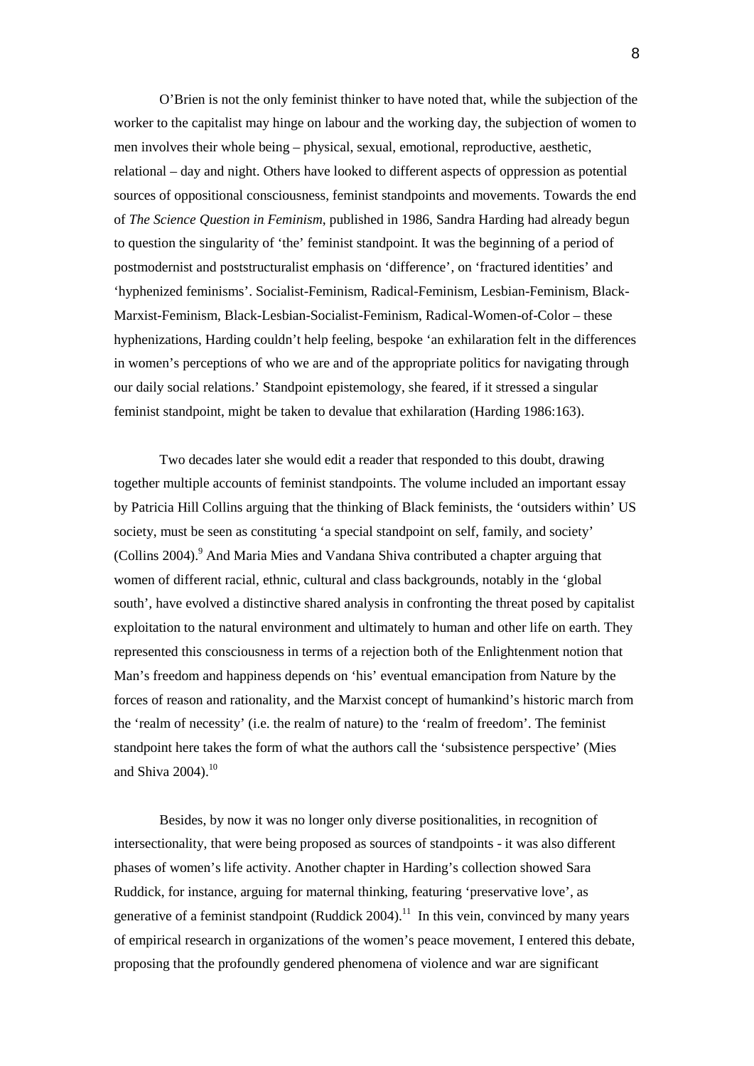O'Brien is not the only feminist thinker to have noted that, while the subjection of the worker to the capitalist may hinge on labour and the working day, the subjection of women to men involves their whole being – physical, sexual, emotional, reproductive, aesthetic, relational – day and night. Others have looked to different aspects of oppression as potential sources of oppositional consciousness, feminist standpoints and movements. Towards the end of *The Science Question in Feminism*, published in 1986, Sandra Harding had already begun to question the singularity of 'the' feminist standpoint. It was the beginning of a period of postmodernist and poststructuralist emphasis on 'difference', on 'fractured identities' and 'hyphenized feminisms'. Socialist-Feminism, Radical-Feminism, Lesbian-Feminism, Black-Marxist-Feminism, Black-Lesbian-Socialist-Feminism, Radical-Women-of-Color – these hyphenizations, Harding couldn't help feeling, bespoke 'an exhilaration felt in the differences in women's perceptions of who we are and of the appropriate politics for navigating through our daily social relations.' Standpoint epistemology, she feared, if it stressed a singular feminist standpoint, might be taken to devalue that exhilaration (Harding 1986:163).

Two decades later she would edit a reader that responded to this doubt, drawing together multiple accounts of feminist standpoints. The volume included an important essay by Patricia Hill Collins arguing that the thinking of Black feminists, the 'outsiders within' US society, must be seen as constituting 'a special standpoint on self, family, and society' (Collins 2004).[9] And Maria Mies and Vandana Shiva contributed a chapter arguing that women of different racial, ethnic, cultural and class backgrounds, notably in the 'global south', have evolved a distinctive shared analysis in confronting the threat posed by capitalist exploitation to the natural environment and ultimately to human and other life on earth. They represented this consciousness in terms of a rejection both of the Enlightenment notion that Man's freedom and happiness depends on 'his' eventual emancipation from Nature by the forces of reason and rationality, and the Marxist concept of humankind's historic march from the 'realm of necessity' (i.e. the realm of nature) to the 'realm of freedom'. The feminist standpoint here takes the form of what the authors call the 'subsistence perspective' (Mies and Shiva 2004).[10]

Besides, by now it was no longer only diverse positionalities, in recognition of intersectionality, that were being proposed as sources of standpoints - it was also different phases of women's life activity. Another chapter in Harding's collection showed Sara Ruddick, for instance, arguing for maternal thinking, featuring 'preservative love', as generative of a feminist standpoint (Ruddick 2004).[11] In this vein, convinced by many years of empirical research in organizations of the women's peace movement, I entered this debate, proposing that the profoundly gendered phenomena of violence and war are significant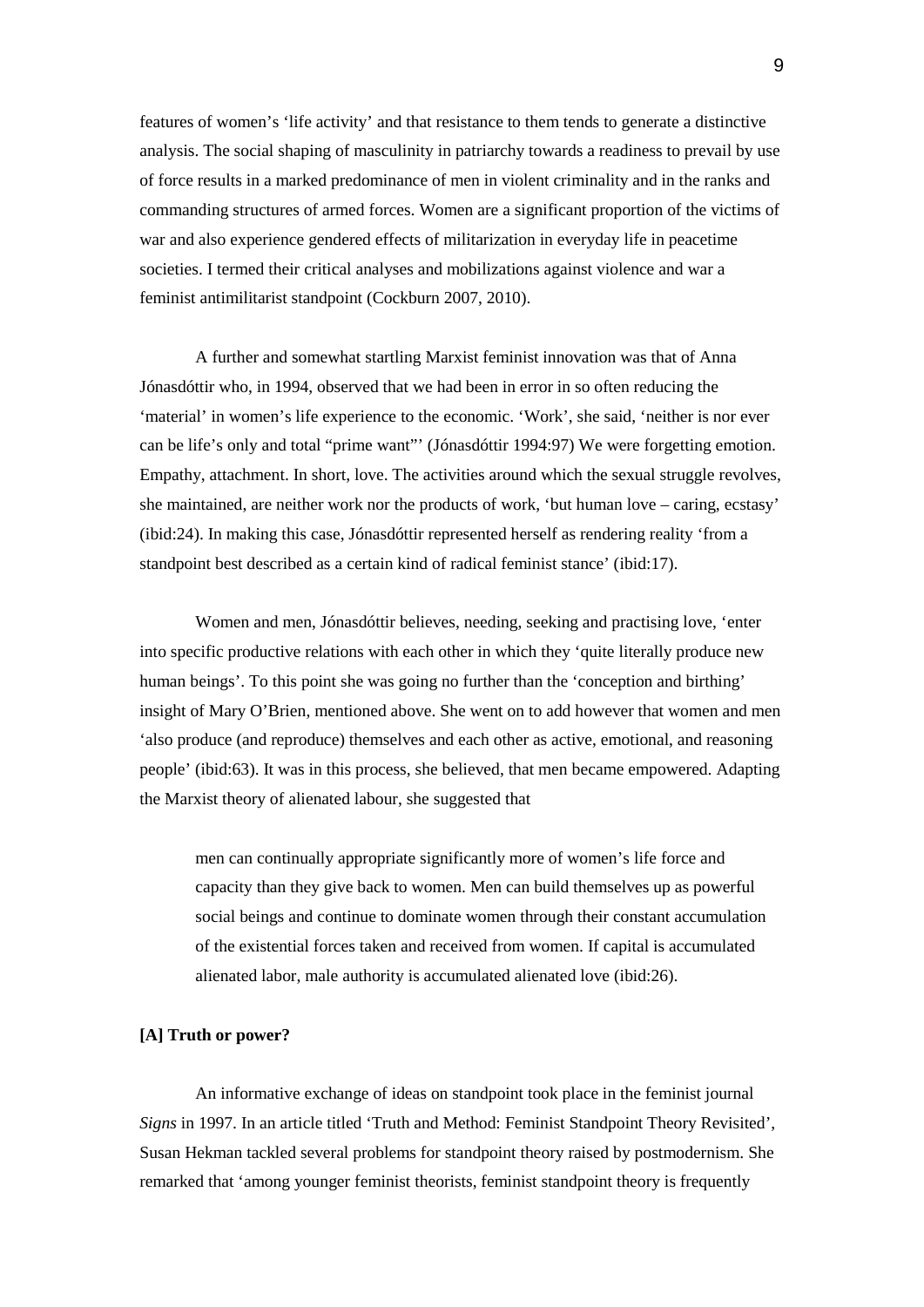features of women's 'life activity' and that resistance to them tends to generate a distinctive analysis. The social shaping of masculinity in patriarchy towards a readiness to prevail by use of force results in a marked predominance of men in violent criminality and in the ranks and commanding structures of armed forces. Women are a significant proportion of the victims of war and also experience gendered effects of militarization in everyday life in peacetime societies. I termed their critical analyses and mobilizations against violence and war a feminist antimilitarist standpoint (Cockburn 2007, 2010).

A further and somewhat startling Marxist feminist innovation was that of Anna Jónasdóttir who, in 1994, observed that we had been in error in so often reducing the 'material' in women's life experience to the economic. 'Work', she said, 'neither is nor ever can be life's only and total "prime want"' (Jónasdóttir 1994:97) We were forgetting emotion. Empathy, attachment. In short, love. The activities around which the sexual struggle revolves, she maintained, are neither work nor the products of work, 'but human love – caring, ecstasy' (ibid:24). In making this case, Jónasdóttir represented herself as rendering reality 'from a standpoint best described as a certain kind of radical feminist stance' (ibid:17).

Women and men, Jónasdóttir believes, needing, seeking and practising love, 'enter into specific productive relations with each other in which they 'quite literally produce new human beings'. To this point she was going no further than the 'conception and birthing' insight of Mary O'Brien, mentioned above. She went on to add however that women and men 'also produce (and reproduce) themselves and each other as active, emotional, and reasoning people' (ibid:63). It was in this process, she believed, that men became empowered. Adapting the Marxist theory of alienated labour, she suggested that

> men can continually appropriate significantly more of women's life force and capacity than they give back to women. Men can build themselves up as powerful social beings and continue to dominate women through their constant accumulation of the existential forces taken and received from women. If capital is accumulated alienated labor, male authority is accumulated alienated love (ibid:26).

## [A] Truth or power?

An informative exchange of ideas on standpoint took place in the feminist journal *Signs* in 1997. In an article titled 'Truth and Method: Feminist Standpoint Theory Revisited', Susan Hekman tackled several problems for standpoint theory raised by postmodernism. She remarked that 'among younger feminist theorists, feminist standpoint theory is frequently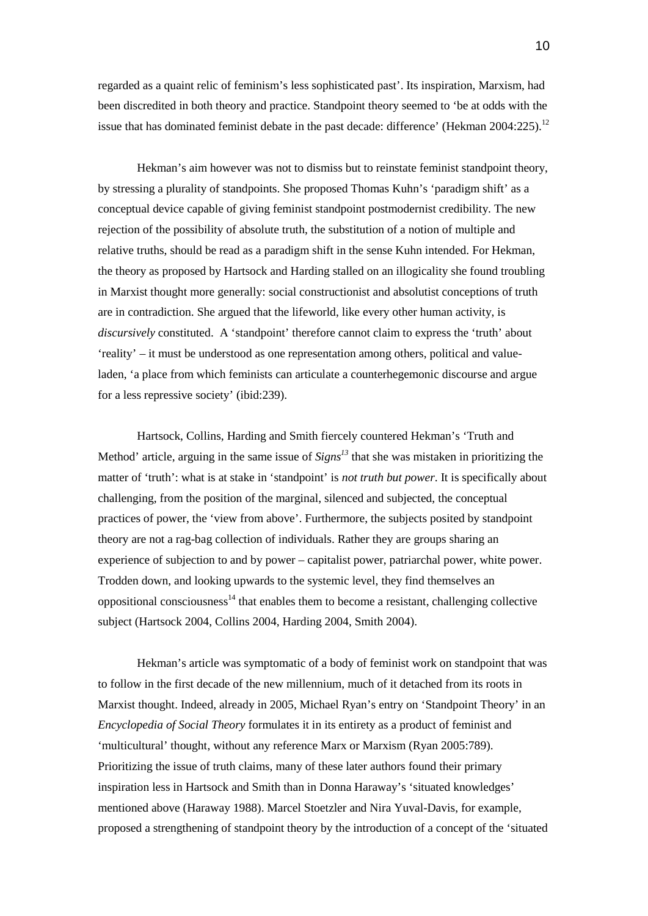regarded as a quaint relic of feminism's less sophisticated past'. Its inspiration, Marxism, had been discredited in both theory and practice. Standpoint theory seemed to 'be at odds with the issue that has dominated feminist debate in the past decade: difference' (Hekman 2004:225).[12]

Hekman's aim however was not to dismiss but to reinstate feminist standpoint theory, by stressing a plurality of standpoints. She proposed Thomas Kuhn's 'paradigm shift' as a conceptual device capable of giving feminist standpoint postmodernist credibility. The new rejection of the possibility of absolute truth, the substitution of a notion of multiple and relative truths, should be read as a paradigm shift in the sense Kuhn intended. For Hekman, the theory as proposed by Hartsock and Harding stalled on an illogicality she found troubling in Marxist thought more generally: social constructionist and absolutist conceptions of truth are in contradiction. She argued that the lifeworld, like every other human activity, is *discursively* constituted. A 'standpoint' therefore cannot claim to express the 'truth' about 'reality' – it must be understood as one representation among others, political and value-laden, 'a place from which feminists can articulate a counterhegemonic discourse and argue for a less repressive society' (ibid:239).

Hartsock, Collins, Harding and Smith fiercely countered Hekman's 'Truth and Method' article, arguing in the same issue of *Signs*[13] that she was mistaken in prioritizing the matter of 'truth': what is at stake in 'standpoint' is *not truth but power*. It is specifically about challenging, from the position of the marginal, silenced and subjected, the conceptual practices of power, the 'view from above'. Furthermore, the subjects posited by standpoint theory are not a rag-bag collection of individuals. Rather they are groups sharing an experience of subjection to and by power – capitalist power, patriarchal power, white power. Trodden down, and looking upwards to the systemic level, they find themselves an oppositional consciousness[14] that enables them to become a resistant, challenging collective subject (Hartsock 2004, Collins 2004, Harding 2004, Smith 2004).

Hekman's article was symptomatic of a body of feminist work on standpoint that was to follow in the first decade of the new millennium, much of it detached from its roots in Marxist thought. Indeed, already in 2005, Michael Ryan's entry on 'Standpoint Theory' in an *Encyclopedia of Social Theory* formulates it in its entirety as a product of feminist and 'multicultural' thought, without any reference Marx or Marxism (Ryan 2005:789). Prioritizing the issue of truth claims, many of these later authors found their primary inspiration less in Hartsock and Smith than in Donna Haraway's 'situated knowledges' mentioned above (Haraway 1988). Marcel Stoetzler and Nira Yuval-Davis, for example, proposed a strengthening of standpoint theory by the introduction of a concept of the 'situated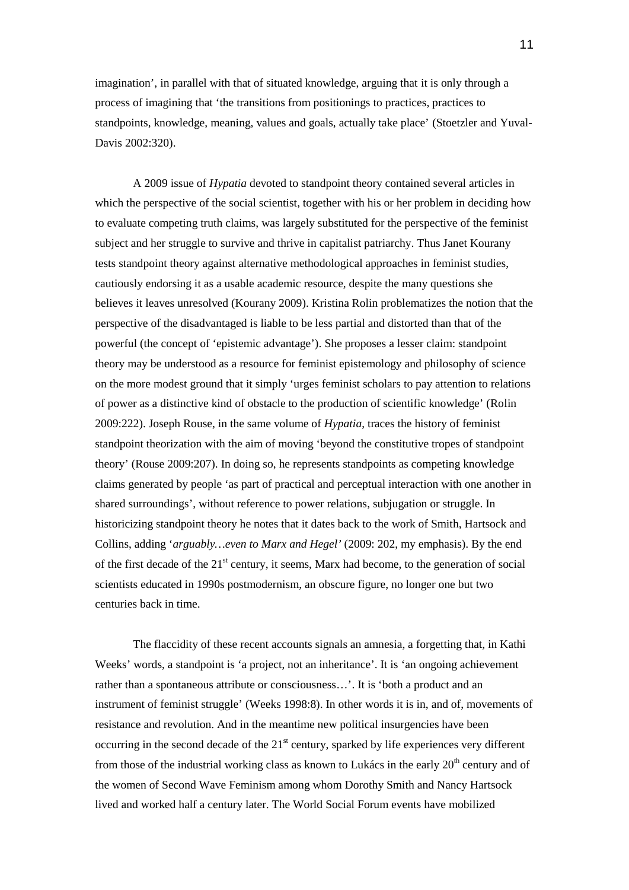imagination', in parallel with that of situated knowledge, arguing that it is only through a process of imagining that 'the transitions from positionings to practices, practices to standpoints, knowledge, meaning, values and goals, actually take place' (Stoetzler and Yuval-Davis 2002:320).

A 2009 issue of *Hypatia* devoted to standpoint theory contained several articles in which the perspective of the social scientist, together with his or her problem in deciding how to evaluate competing truth claims, was largely substituted for the perspective of the feminist subject and her struggle to survive and thrive in capitalist patriarchy. Thus Janet Kourany tests standpoint theory against alternative methodological approaches in feminist studies, cautiously endorsing it as a usable academic resource, despite the many questions she believes it leaves unresolved (Kourany 2009). Kristina Rolin problematizes the notion that the perspective of the disadvantaged is liable to be less partial and distorted than that of the powerful (the concept of 'epistemic advantage'). She proposes a lesser claim: standpoint theory may be understood as a resource for feminist epistemology and philosophy of science on the more modest ground that it simply 'urges feminist scholars to pay attention to relations of power as a distinctive kind of obstacle to the production of scientific knowledge' (Rolin 2009:222). Joseph Rouse, in the same volume of *Hypatia*, traces the history of feminist standpoint theorization with the aim of moving 'beyond the constitutive tropes of standpoint theory' (Rouse 2009:207). In doing so, he represents standpoints as competing knowledge claims generated by people 'as part of practical and perceptual interaction with one another in shared surroundings', without reference to power relations, subjugation or struggle. In historicizing standpoint theory he notes that it dates back to the work of Smith, Hartsock and Collins, adding '*arguably…even to Marx and Hegel'* (2009: 202, my emphasis). By the end of the first decade of the 21st century, it seems, Marx had become, to the generation of social scientists educated in 1990s postmodernism, an obscure figure, no longer one but two centuries back in time.

The flaccidity of these recent accounts signals an amnesia, a forgetting that, in Kathi Weeks' words, a standpoint is 'a project, not an inheritance'. It is 'an ongoing achievement rather than a spontaneous attribute or consciousness…'. It is 'both a product and an instrument of feminist struggle' (Weeks 1998:8). In other words it is in, and of, movements of resistance and revolution. And in the meantime new political insurgencies have been occurring in the second decade of the 21st century, sparked by life experiences very different from those of the industrial working class as known to Lukács in the early 20th century and of the women of Second Wave Feminism among whom Dorothy Smith and Nancy Hartsock lived and worked half a century later. The World Social Forum events have mobilized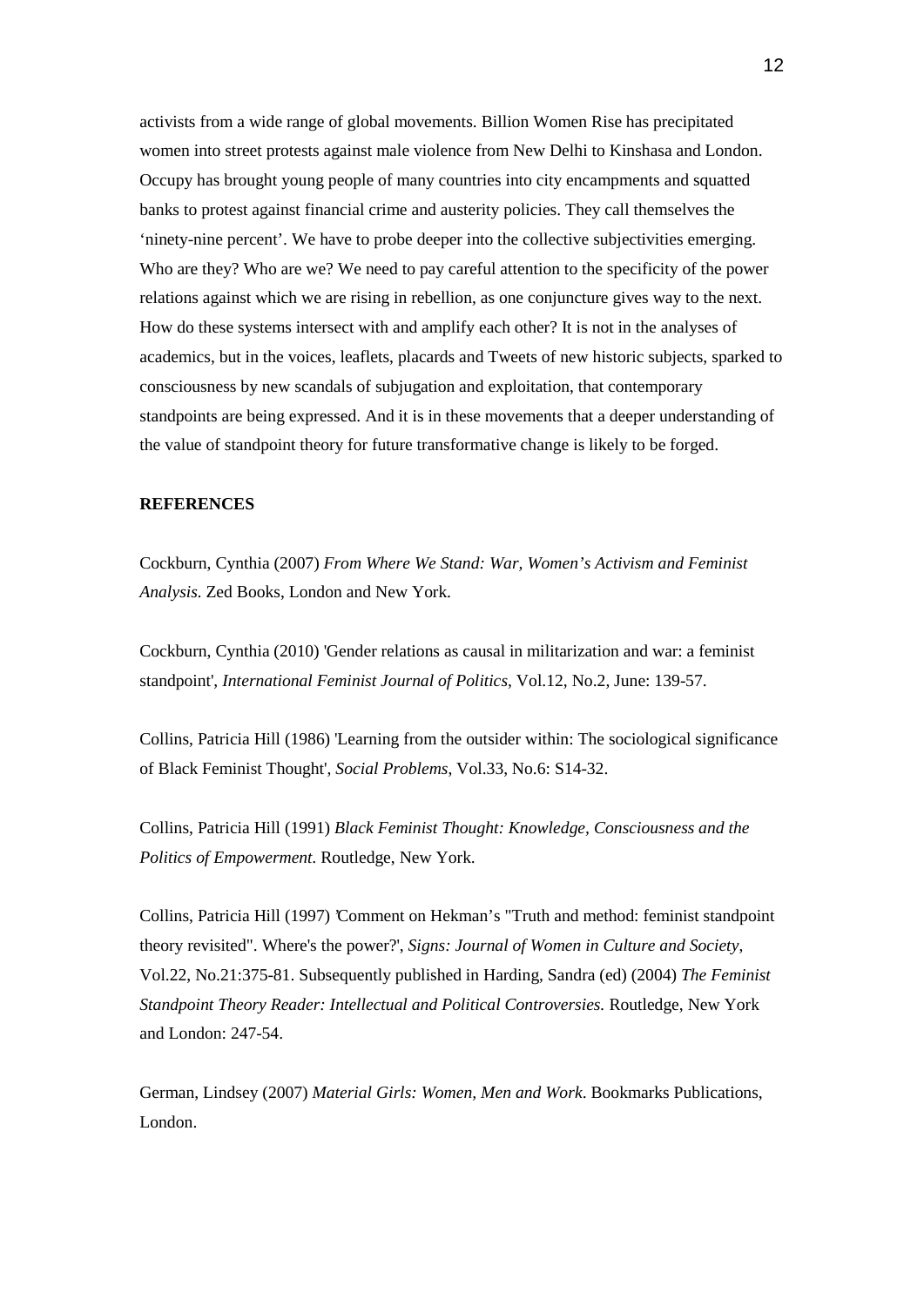activists from a wide range of global movements. Billion Women Rise has precipitated women into street protests against male violence from New Delhi to Kinshasa and London. Occupy has brought young people of many countries into city encampments and squatted banks to protest against financial crime and austerity policies. They call themselves the ‘ninety-nine percent’. We have to probe deeper into the collective subjectivities emerging. Who are they? Who are we? We need to pay careful attention to the specificity of the power relations against which we are rising in rebellion, as one conjuncture gives way to the next. How do these systems intersect with and amplify each other? It is not in the analyses of academics, but in the voices, leaflets, placards and Tweets of new historic subjects, sparked to consciousness by new scandals of subjugation and exploitation, that contemporary standpoints are being expressed. And it is in these movements that a deeper understanding of the value of standpoint theory for future transformative change is likely to be forged.

**REFERENCES**

Cockburn, Cynthia (2007) *From Where We Stand: War, Women’s Activism and Feminist Analysis.* Zed Books, London and New York.

Cockburn, Cynthia (2010) 'Gender relations as causal in militarization and war: a feminist standpoint', *International Feminist Journal of Politics*, Vol.12, No.2, June: 139-57.

Collins, Patricia Hill (1986) 'Learning from the outsider within: The sociological significance of Black Feminist Thought', *Social Problems*, Vol.33, No.6: S14-32.

Collins, Patricia Hill (1991) *Black Feminist Thought: Knowledge, Consciousness and the Politics of Empowerment*. Routledge, New York.

Collins, Patricia Hill (1997) 'Comment on Hekman’s "Truth and method: feminist standpoint theory revisited". Where's the power?', *Signs: Journal of Women in Culture and Society*, Vol.22, No.21:375-81. Subsequently published in Harding, Sandra (ed) (2004) *The Feminist Standpoint Theory Reader: Intellectual and Political Controversies.* Routledge, New York and London: 247-54.

German, Lindsey (2007) *Material Girls: Women, Men and Work*. Bookmarks Publications, London.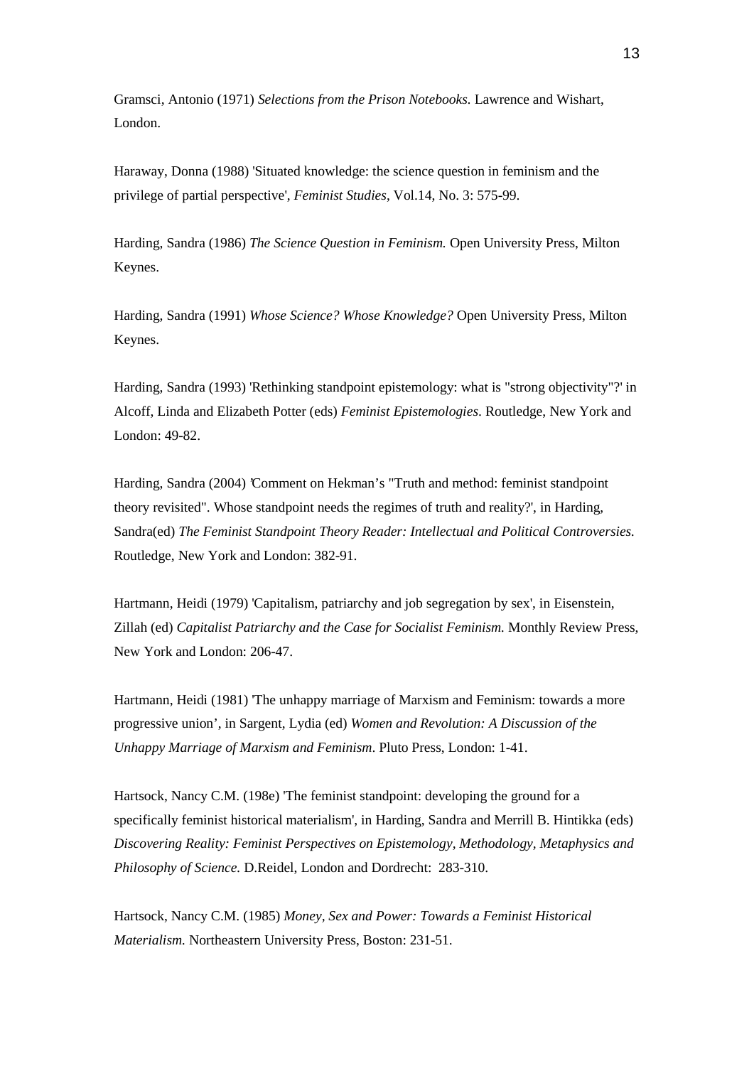Gramsci, Antonio (1971) *Selections from the Prison Notebooks.* Lawrence and Wishart, London.

Haraway, Donna (1988) 'Situated knowledge: the science question in feminism and the privilege of partial perspective', *Feminist Studies*, Vol.14, No. 3: 575-99.

Harding, Sandra (1986) *The Science Question in Feminism.* Open University Press, Milton Keynes.

Harding, Sandra (1991) *Whose Science? Whose Knowledge?* Open University Press, Milton Keynes.

Harding, Sandra (1993) 'Rethinking standpoint epistemology: what is "strong objectivity"?' in Alcoff, Linda and Elizabeth Potter (eds) *Feminist Epistemologies*. Routledge, New York and London: 49-82.

Harding, Sandra (2004) 'Comment on Hekman's "Truth and method: feminist standpoint theory revisited". Whose standpoint needs the regimes of truth and reality?', in Harding, Sandra(ed) *The Feminist Standpoint Theory Reader: Intellectual and Political Controversies.* Routledge, New York and London: 382-91.

Hartmann, Heidi (1979) 'Capitalism, patriarchy and job segregation by sex', in Eisenstein, Zillah (ed) *Capitalist Patriarchy and the Case for Socialist Feminism.* Monthly Review Press, New York and London: 206-47.

Hartmann, Heidi (1981) 'The unhappy marriage of Marxism and Feminism: towards a more progressive union', in Sargent, Lydia (ed) *Women and Revolution: A Discussion of the Unhappy Marriage of Marxism and Feminism*. Pluto Press, London: 1-41.

Hartsock, Nancy C.M. (198e) 'The feminist standpoint: developing the ground for a specifically feminist historical materialism', in Harding, Sandra and Merrill B. Hintikka (eds) *Discovering Reality: Feminist Perspectives on Epistemology, Methodology, Metaphysics and Philosophy of Science.* D.Reidel, London and Dordrecht: 283-310.

Hartsock, Nancy C.M. (1985) *Money, Sex and Power: Towards a Feminist Historical Materialism.* Northeastern University Press, Boston: 231-51.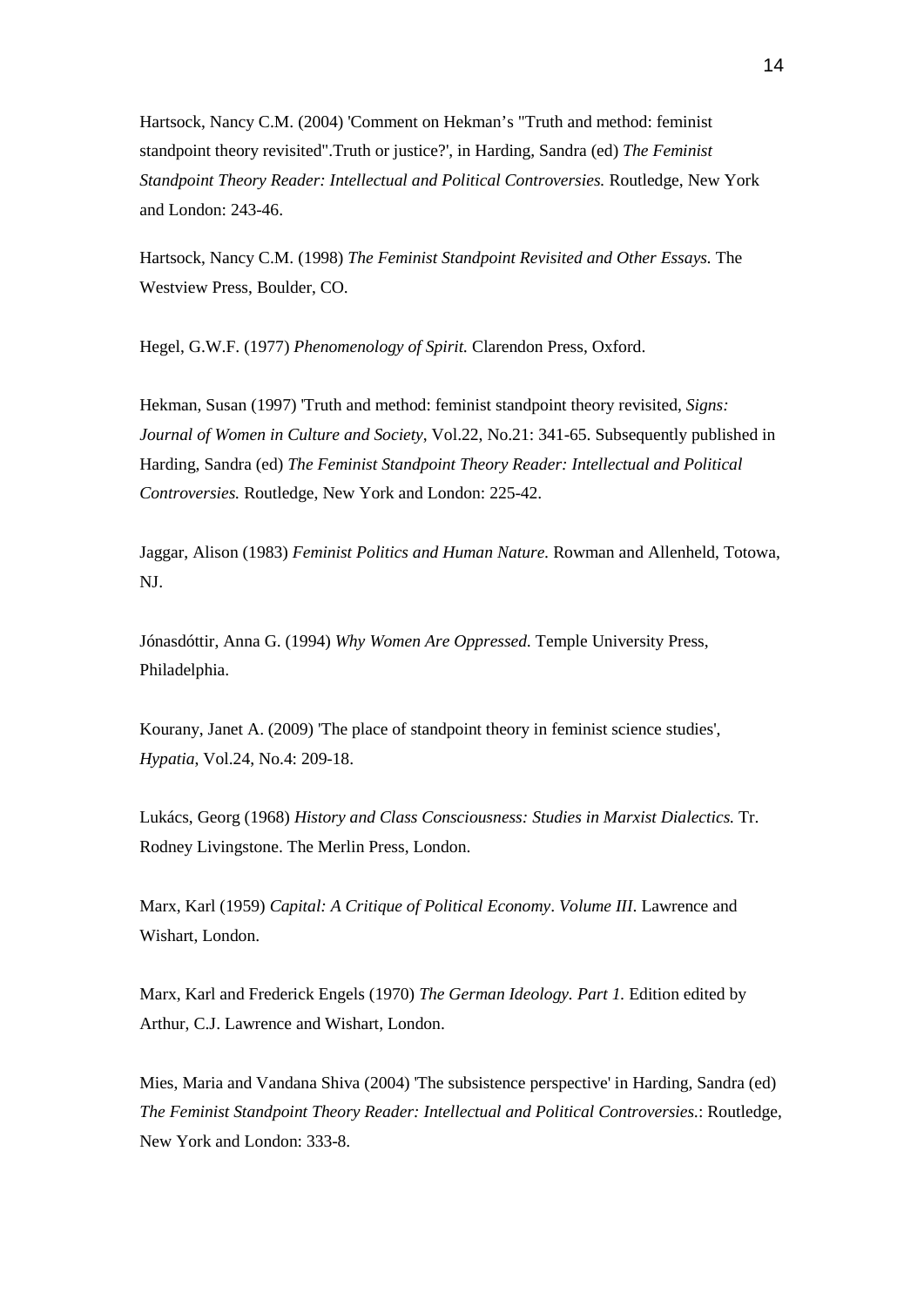Hartsock, Nancy C.M. (2004) 'Comment on Hekman's "Truth and method: feminist standpoint theory revisited".Truth or justice?', in Harding, Sandra (ed) *The Feminist Standpoint Theory Reader: Intellectual and Political Controversies.* Routledge, New York and London: 243-46.

Hartsock, Nancy C.M. (1998) *The Feminist Standpoint Revisited and Other Essays.* The Westview Press, Boulder, CO.

Hegel, G.W.F. (1977) *Phenomenology of Spirit.* Clarendon Press, Oxford.

Hekman, Susan (1997) 'Truth and method: feminist standpoint theory revisited, *Signs: Journal of Women in Culture and Society*, Vol.22, No.21: 341-65. Subsequently published in Harding, Sandra (ed) *The Feminist Standpoint Theory Reader: Intellectual and Political Controversies.* Routledge, New York and London: 225-42.

Jaggar, Alison (1983) *Feminist Politics and Human Nature.* Rowman and Allenheld, Totowa, NJ.

Jónasdóttir, Anna G. (1994) *Why Women Are Oppressed.* Temple University Press, Philadelphia.

Kourany, Janet A. (2009) 'The place of standpoint theory in feminist science studies', *Hypatia*, Vol.24, No.4: 209-18.

Lukács, Georg (1968) *History and Class Consciousness: Studies in Marxist Dialectics.* Tr. Rodney Livingstone. The Merlin Press, London.

Marx, Karl (1959) *Capital: A Critique of Political Economy*. *Volume III*. Lawrence and Wishart, London.

Marx, Karl and Frederick Engels (1970) *The German Ideology. Part 1.* Edition edited by Arthur, C.J. Lawrence and Wishart, London.

Mies, Maria and Vandana Shiva (2004) 'The subsistence perspective' in Harding, Sandra (ed) *The Feminist Standpoint Theory Reader: Intellectual and Political Controversies.*: Routledge, New York and London: 333-8.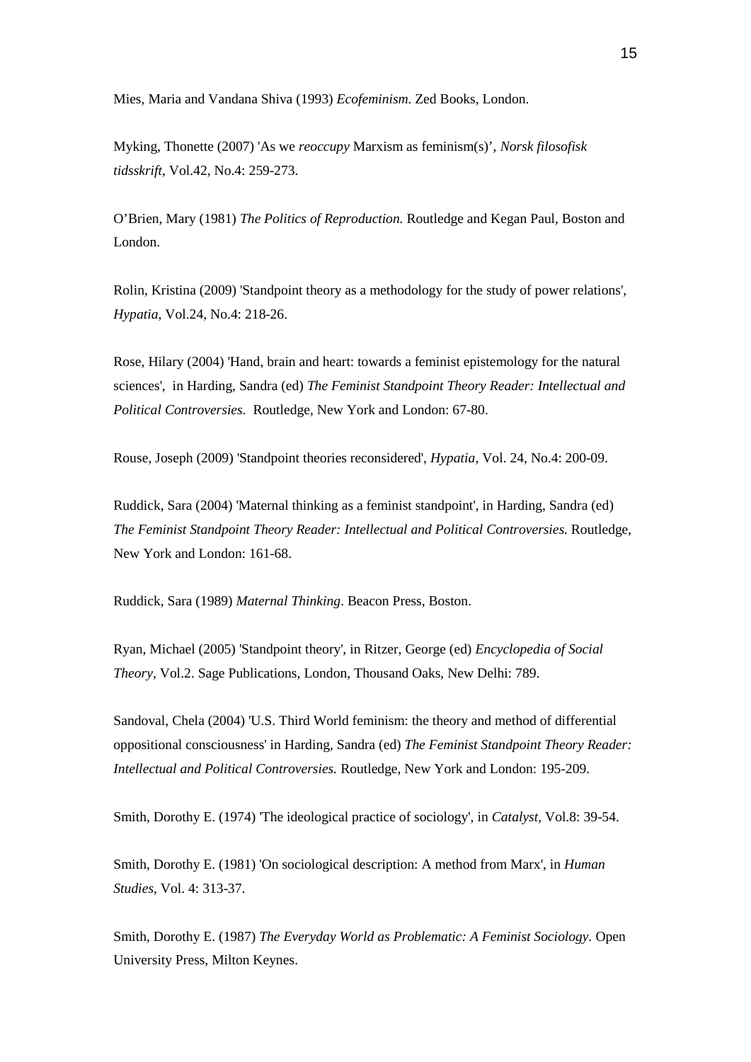Mies, Maria and Vandana Shiva (1993) *Ecofeminism.* Zed Books, London.

Myking, Thonette (2007) 'As we *reoccupy* Marxism as feminism(s)', *Norsk filosofisk tidsskrift*, Vol.42, No.4: 259-273.

O'Brien, Mary (1981) *The Politics of Reproduction.* Routledge and Kegan Paul, Boston and London.

Rolin, Kristina (2009) 'Standpoint theory as a methodology for the study of power relations', *Hypatia*, Vol.24, No.4: 218-26.

Rose, Hilary (2004) 'Hand, brain and heart: towards a feminist epistemology for the natural sciences', in Harding, Sandra (ed) *The Feminist Standpoint Theory Reader: Intellectual and Political Controversies.* Routledge, New York and London: 67-80.

Rouse, Joseph (2009) 'Standpoint theories reconsidered', *Hypatia,* Vol. 24, No.4: 200-09.

Ruddick, Sara (2004) 'Maternal thinking as a feminist standpoint', in Harding, Sandra (ed) *The Feminist Standpoint Theory Reader: Intellectual and Political Controversies.* Routledge, New York and London: 161-68.

Ruddick, Sara (1989) *Maternal Thinking*. Beacon Press, Boston.

Ryan, Michael (2005) 'Standpoint theory', in Ritzer, George (ed) *Encyclopedia of Social Theory*, Vol.2. Sage Publications, London, Thousand Oaks, New Delhi: 789.

Sandoval, Chela (2004) 'U.S. Third World feminism: the theory and method of differential oppositional consciousness' in Harding, Sandra (ed) *The Feminist Standpoint Theory Reader: Intellectual and Political Controversies.* Routledge, New York and London: 195-209.

Smith, Dorothy E. (1974) 'The ideological practice of sociology', in *Catalyst*, Vol.8: 39-54.

Smith, Dorothy E. (1981) 'On sociological description: A method from Marx', in *Human Studies*, Vol. 4: 313-37.

Smith, Dorothy E. (1987) *The Everyday World as Problematic: A Feminist Sociology.* Open University Press, Milton Keynes.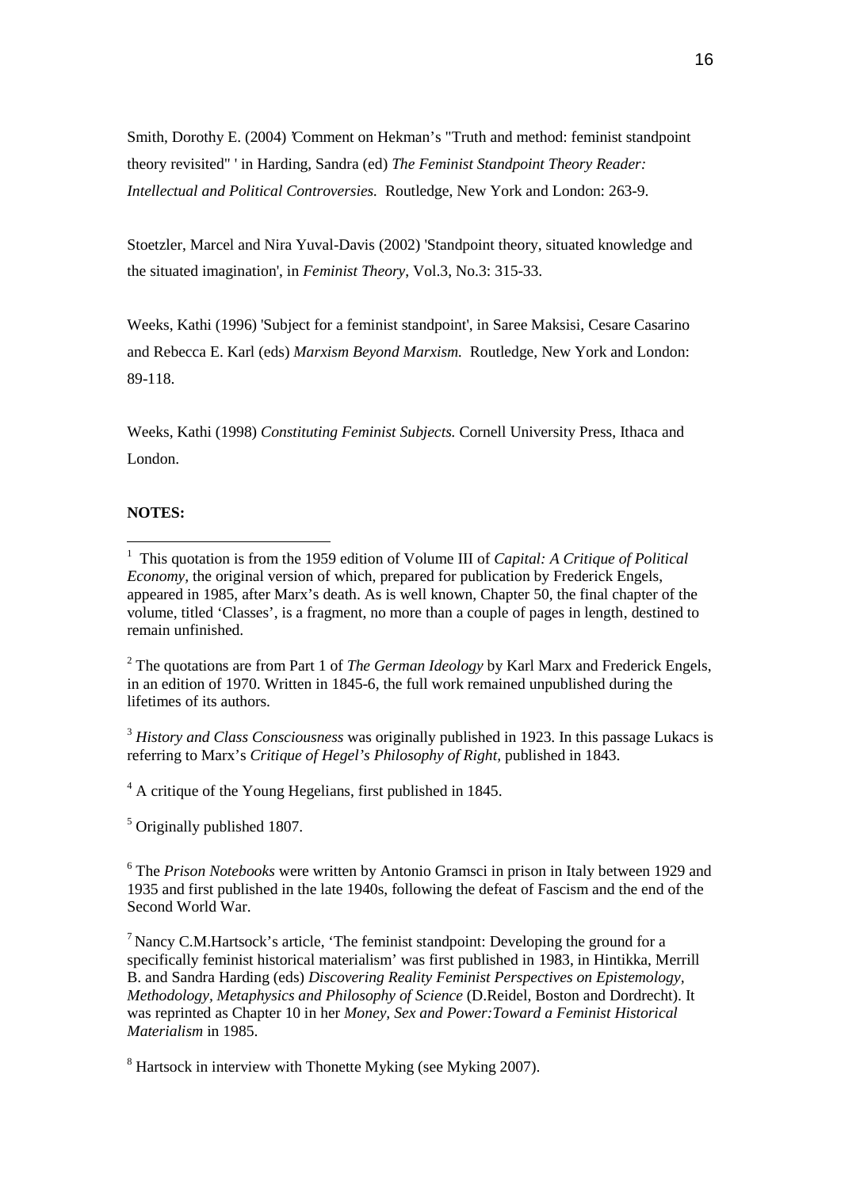Smith, Dorothy E. (2004) 'Comment on Hekman's "Truth and method: feminist standpoint theory revisited" ' in Harding, Sandra (ed) *The Feminist Standpoint Theory Reader: Intellectual and Political Controversies.* Routledge, New York and London: 263-9.

Stoetzler, Marcel and Nira Yuval-Davis (2002) 'Standpoint theory, situated knowledge and the situated imagination', in *Feminist Theory*, Vol.3, No.3: 315-33.

Weeks, Kathi (1996) 'Subject for a feminist standpoint', in Saree Maksisi, Cesare Casarino and Rebecca E. Karl (eds) *Marxism Beyond Marxism.* Routledge, New York and London: 89-118.

Weeks, Kathi (1998) *Constituting Feminist Subjects.* Cornell University Press, Ithaca and London.

**NOTES:**

[1] This quotation is from the 1959 edition of Volume III of *Capital: A Critique of Political Economy*, the original version of which, prepared for publication by Frederick Engels, appeared in 1985, after Marx's death. As is well known, Chapter 50, the final chapter of the volume, titled 'Classes', is a fragment, no more than a couple of pages in length, destined to remain unfinished.

[2] The quotations are from Part 1 of *The German Ideology* by Karl Marx and Frederick Engels, in an edition of 1970. Written in 1845-6, the full work remained unpublished during the lifetimes of its authors.

[3] *History and Class Consciousness* was originally published in 1923. In this passage Lukacs is referring to Marx's *Critique of Hegel's Philosophy of Right*, published in 1843.

[4] A critique of the Young Hegelians, first published in 1845.

[5] Originally published 1807.

[6] The *Prison Notebooks* were written by Antonio Gramsci in prison in Italy between 1929 and 1935 and first published in the late 1940s, following the defeat of Fascism and the end of the Second World War.

[7] Nancy C.M.Hartsock's article, 'The feminist standpoint: Developing the ground for a specifically feminist historical materialism' was first published in 1983, in Hintikka, Merrill B. and Sandra Harding (eds) *Discovering Reality Feminist Perspectives on Epistemology, Methodology, Metaphysics and Philosophy of Science* (D.Reidel, Boston and Dordrecht). It was reprinted as Chapter 10 in her *Money, Sex and Power:Toward a Feminist Historical Materialism* in 1985.

[8] Hartsock in interview with Thonette Myking (see Myking 2007).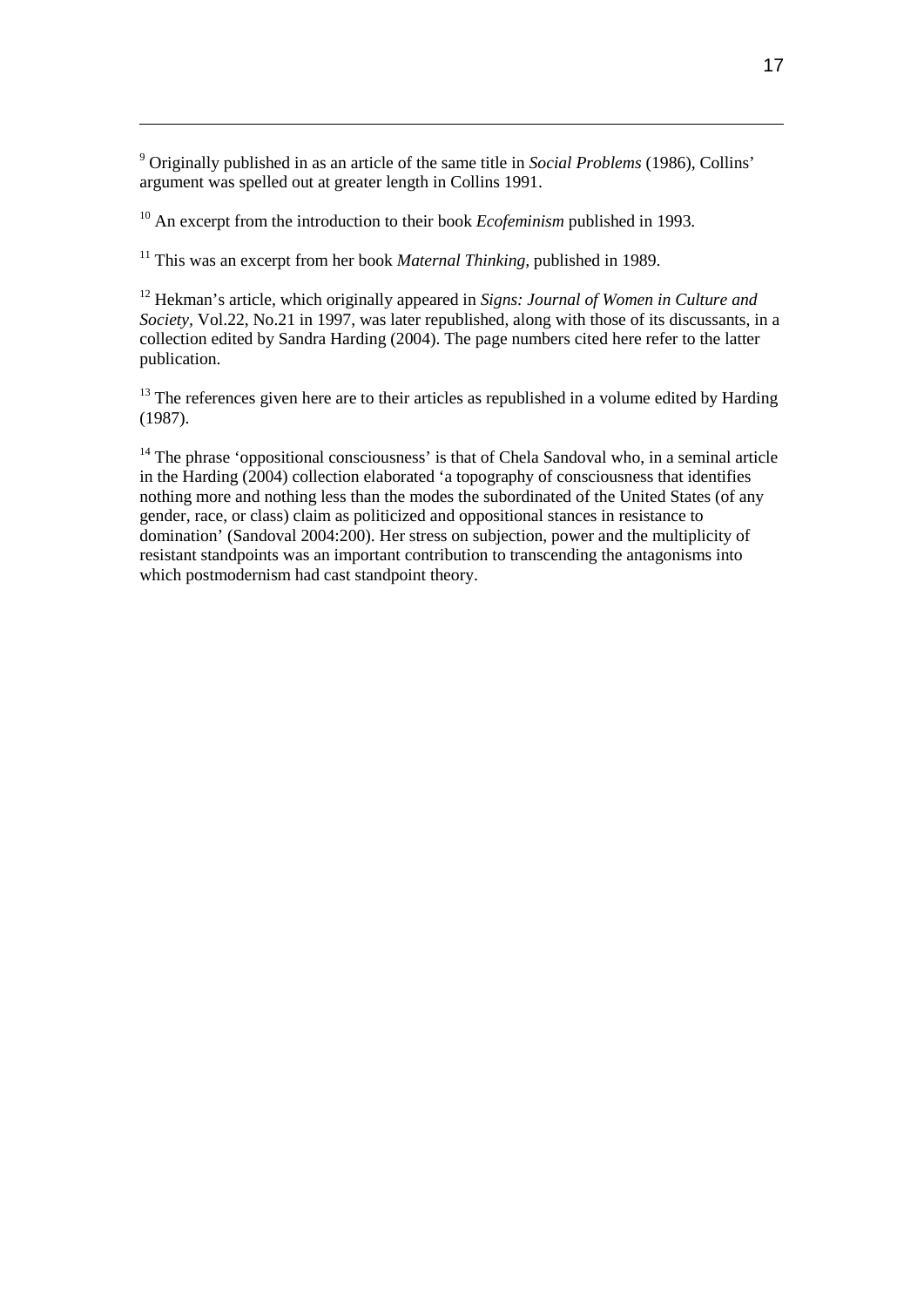[9] Originally published in as an article of the same title in *Social Problems* (1986), Collins' argument was spelled out at greater length in Collins 1991.

[10] An excerpt from the introduction to their book *Ecofeminism* published in 1993.

[11] This was an excerpt from her book *Maternal Thinking*, published in 1989.

[12] Hekman's article, which originally appeared in *Signs: Journal of Women in Culture and Society*, Vol.22, No.21 in 1997, was later republished, along with those of its discussants, in a collection edited by Sandra Harding (2004). The page numbers cited here refer to the latter publication.

[13] The references given here are to their articles as republished in a volume edited by Harding (1987).

[14] The phrase 'oppositional consciousness' is that of Chela Sandoval who, in a seminal article in the Harding (2004) collection elaborated 'a topography of consciousness that identifies nothing more and nothing less than the modes the subordinated of the United States (of any gender, race, or class) claim as politicized and oppositional stances in resistance to domination' (Sandoval 2004:200). Her stress on subjection, power and the multiplicity of resistant standpoints was an important contribution to transcending the antagonisms into which postmodernism had cast standpoint theory.